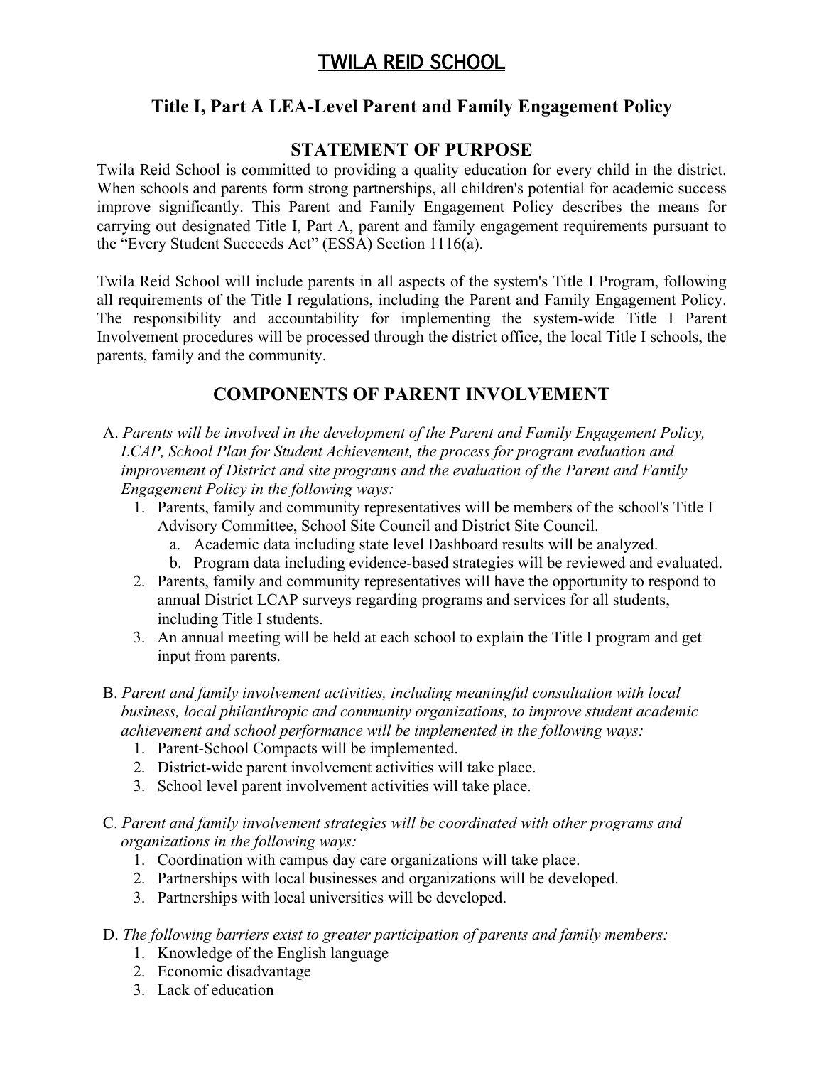# TWILA REID SCHOOL

## Title I, Part A LEA-Level Parent and Family Engagement Policy

## STATEMENT OF PURPOSE

Twila Reid School is committed to providing a quality education for every child in the district. When schools and parents form strong partnerships, all children's potential for academic success improve significantly. This Parent and Family Engagement Policy describes the means for carrying out designated Title I, Part A, parent and family engagement requirements pursuant to the "Every Student Succeeds Act" (ESSA) Section 1116(a).

Twila Reid School will include parents in all aspects of the system's Title I Program, following all requirements of the Title I regulations, including the Parent and Family Engagement Policy. The responsibility and accountability for implementing the system-wide Title I Parent Involvement procedures will be processed through the district office, the local Title I schools, the parents, family and the community.

## COMPONENTS OF PARENT INVOLVEMENT

A. *Parents will be involved in the development of the Parent and Family Engagement Policy, LCAP, School Plan for Student Achievement, the process for program evaluation and improvement of District and site programs and the evaluation of the Parent and Family Engagement Policy in the following ways:*

1. Parents, family and community representatives will be members of the school's Title I Advisory Committee, School Site Council and District Site Council.
   a. Academic data including state level Dashboard results will be analyzed.
   b. Program data including evidence-based strategies will be reviewed and evaluated.
2. Parents, family and community representatives will have the opportunity to respond to annual District LCAP surveys regarding programs and services for all students, including Title I students.
3. An annual meeting will be held at each school to explain the Title I program and get input from parents.

B. *Parent and family involvement activities, including meaningful consultation with local business, local philanthropic and community organizations, to improve student academic achievement and school performance will be implemented in the following ways:*

1. Parent-School Compacts will be implemented.
2. District-wide parent involvement activities will take place.
3. School level parent involvement activities will take place.

C. *Parent and family involvement strategies will be coordinated with other programs and organizations in the following ways:*

1. Coordination with campus day care organizations will take place.
2. Partnerships with local businesses and organizations will be developed.
3. Partnerships with local universities will be developed.

D. *The following barriers exist to greater participation of parents and family members:*

1. Knowledge of the English language
2. Economic disadvantage
3. Lack of education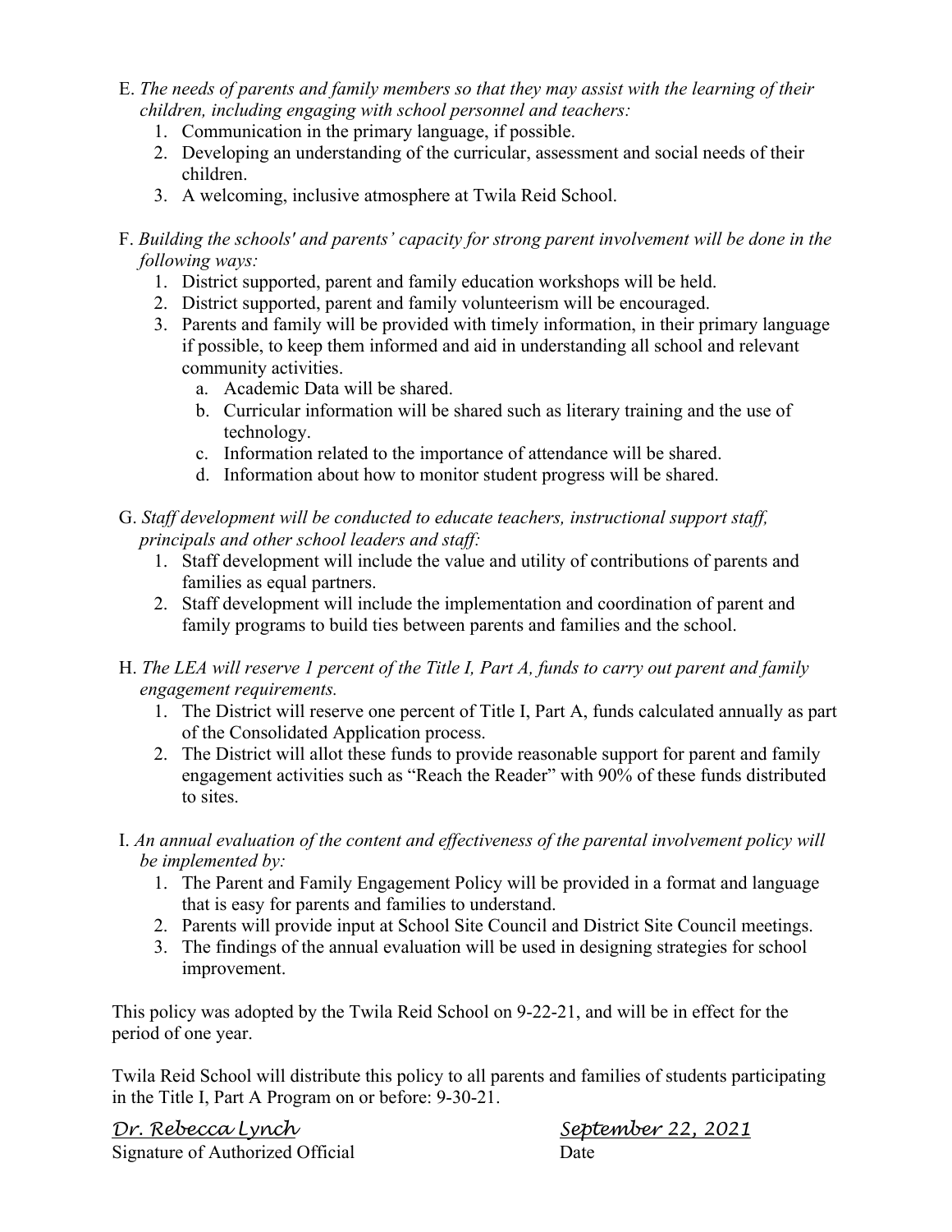E. *The needs of parents and family members so that they may assist with the learning of their children, including engaging with school personnel and teachers:*
   1. Communication in the primary language, if possible.
   2. Developing an understanding of the curricular, assessment and social needs of their children.
   3. A welcoming, inclusive atmosphere at Twila Reid School.

F. *Building the schools' and parents' capacity for strong parent involvement will be done in the following ways:*
   1. District supported, parent and family education workshops will be held.
   2. District supported, parent and family volunteerism will be encouraged.
   3. Parents and family will be provided with timely information, in their primary language if possible, to keep them informed and aid in understanding all school and relevant community activities.
      a. Academic Data will be shared.
      b. Curricular information will be shared such as literary training and the use of technology.
      c. Information related to the importance of attendance will be shared.
      d. Information about how to monitor student progress will be shared.

G. *Staff development will be conducted to educate teachers, instructional support staff, principals and other school leaders and staff:*
   1. Staff development will include the value and utility of contributions of parents and families as equal partners.
   2. Staff development will include the implementation and coordination of parent and family programs to build ties between parents and families and the school.

H. *The LEA will reserve 1 percent of the Title I, Part A, funds to carry out parent and family engagement requirements.*
   1. The District will reserve one percent of Title I, Part A, funds calculated annually as part of the Consolidated Application process.
   2. The District will allot these funds to provide reasonable support for parent and family engagement activities such as "Reach the Reader" with 90% of these funds distributed to sites.

I. *An annual evaluation of the content and effectiveness of the parental involvement policy will be implemented by:*
   1. The Parent and Family Engagement Policy will be provided in a format and language that is easy for parents and families to understand.
   2. Parents will provide input at School Site Council and District Site Council meetings.
   3. The findings of the annual evaluation will be used in designing strategies for school improvement.

This policy was adopted by the Twila Reid School on 9-22-21, and will be in effect for the period of one year.

Twila Reid School will distribute this policy to all parents and families of students participating in the Title I, Part A Program on or before: 9-30-21.

*Dr. Rebecca Lynch* — *September 22, 2021*

Signature of Authorized Official — Date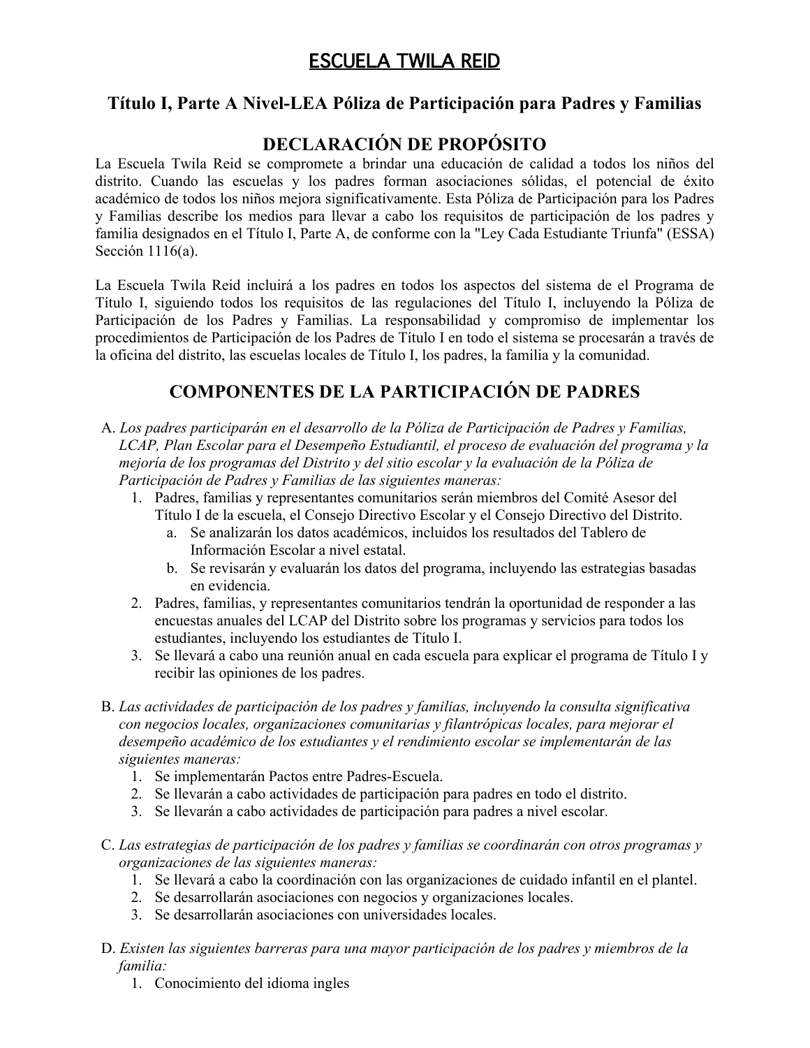# ESCUELA TWILA REID

## Título I, Parte A Nivel-LEA Póliza de Participación para Padres y Familias

## DECLARACIÓN DE PROPÓSITO

La Escuela Twila Reid se compromete a brindar una educación de calidad a todos los niños del distrito. Cuando las escuelas y los padres forman asociaciones sólidas, el potencial de éxito académico de todos los niños mejora significativamente. Esta Póliza de Participación para los Padres y Familias describe los medios para llevar a cabo los requisitos de participación de los padres y familia designados en el Título I, Parte A, de conforme con la "Ley Cada Estudiante Triunfa" (ESSA) Sección 1116(a).

La Escuela Twila Reid incluirá a los padres en todos los aspectos del sistema de el Programa de Título I, siguiendo todos los requisitos de las regulaciones del Título I, incluyendo la Póliza de Participación de los Padres y Familias. La responsabilidad y compromiso de implementar los procedimientos de Participación de los Padres de Título I en todo el sistema se procesarán a través de la oficina del distrito, las escuelas locales de Título I, los padres, la familia y la comunidad.

## COMPONENTES DE LA PARTICIPACIÓN DE PADRES

A. *Los padres participarán en el desarrollo de la Póliza de Participación de Padres y Familias, LCAP, Plan Escolar para el Desempeño Estudiantil, el proceso de evaluación del programa y la mejoría de los programas del Distrito y del sitio escolar y la evaluación de la Póliza de Participación de Padres y Familias de las siguientes maneras:*
   1. Padres, familias y representantes comunitarios serán miembros del Comité Asesor del Título I de la escuela, el Consejo Directivo Escolar y el Consejo Directivo del Distrito.
      a. Se analizarán los datos académicos, incluidos los resultados del Tablero de Información Escolar a nivel estatal.
      b. Se revisarán y evaluarán los datos del programa, incluyendo las estrategias basadas en evidencia.
   2. Padres, familias, y representantes comunitarios tendrán la oportunidad de responder a las encuestas anuales del LCAP del Distrito sobre los programas y servicios para todos los estudiantes, incluyendo los estudiantes de Título I.
   3. Se llevará a cabo una reunión anual en cada escuela para explicar el programa de Título I y recibir las opiniones de los padres.

B. *Las actividades de participación de los padres y familias, incluyendo la consulta significativa con negocios locales, organizaciones comunitarias y filantrópicas locales, para mejorar el desempeño académico de los estudiantes y el rendimiento escolar se implementarán de las siguientes maneras:*
   1. Se implementarán Pactos entre Padres-Escuela.
   2. Se llevarán a cabo actividades de participación para padres en todo el distrito.
   3. Se llevarán a cabo actividades de participación para padres a nivel escolar.

C. *Las estrategias de participación de los padres y familias se coordinarán con otros programas y organizaciones de las siguientes maneras:*
   1. Se llevará a cabo la coordinación con las organizaciones de cuidado infantil en el plantel.
   2. Se desarrollarán asociaciones con negocios y organizaciones locales.
   3. Se desarrollarán asociaciones con universidades locales.

D. *Existen las siguientes barreras para una mayor participación de los padres y miembros de la familia:*
   1. Conocimiento del idioma ingles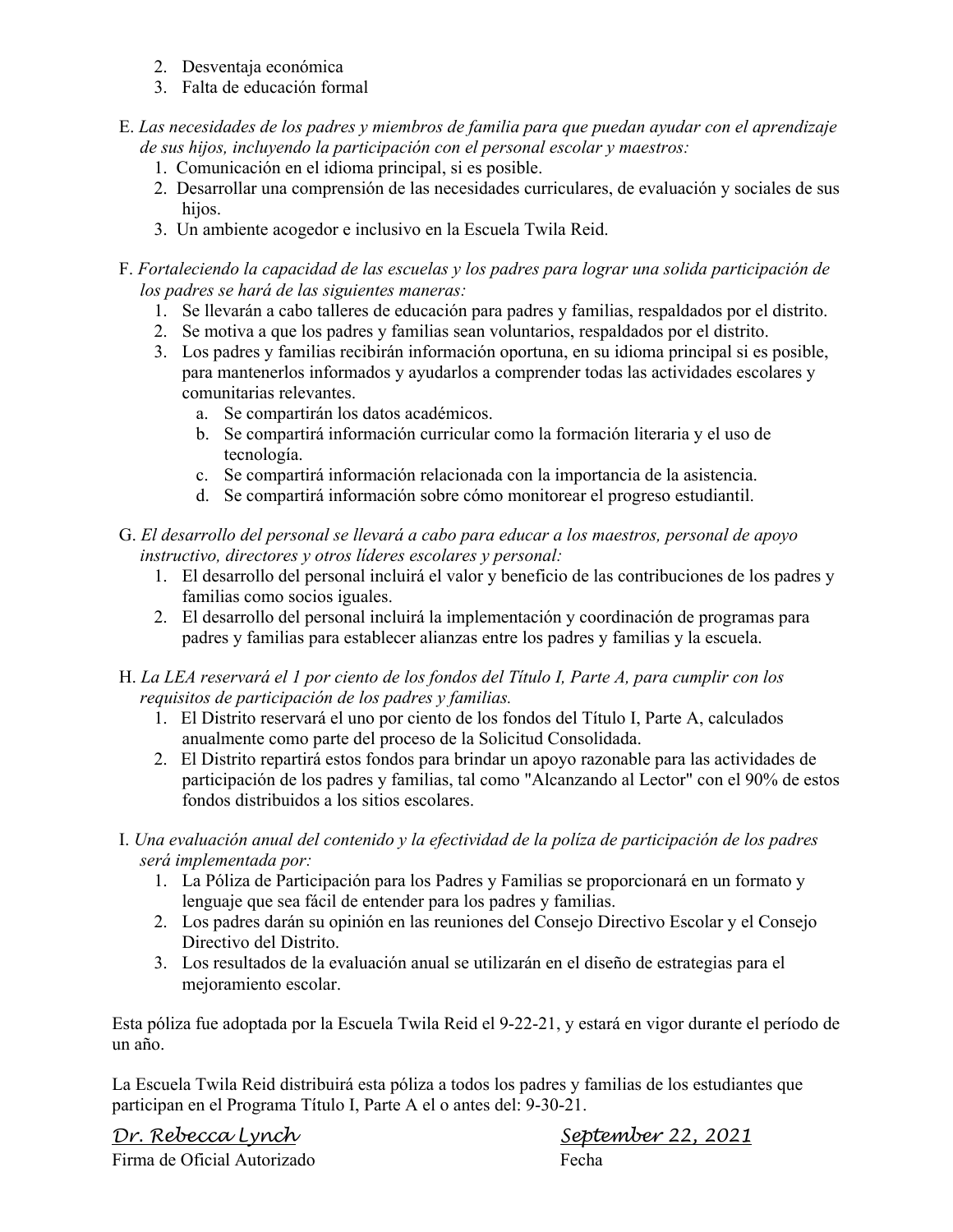2. Desventaja económica
3. Falta de educación formal

E. *Las necesidades de los padres y miembros de familia para que puedan ayudar con el aprendizaje de sus hijos, incluyendo la participación con el personal escolar y maestros:*
   1. Comunicación en el idioma principal, si es posible.
   2. Desarrollar una comprensión de las necesidades curriculares, de evaluación y sociales de sus hijos.
   3. Un ambiente acogedor e inclusivo en la Escuela Twila Reid.

F. *Fortaleciendo la capacidad de las escuelas y los padres para lograr una solida participación de los padres se hará de las siguientes maneras:*
   1. Se llevarán a cabo talleres de educación para padres y familias, respaldados por el distrito.
   2. Se motiva a que los padres y familias sean voluntarios, respaldados por el distrito.
   3. Los padres y familias recibirán información oportuna, en su idioma principal si es posible, para mantenerlos informados y ayudarlos a comprender todas las actividades escolares y comunitarias relevantes.
      a. Se compartirán los datos académicos.
      b. Se compartirá información curricular como la formación literaria y el uso de tecnología.
      c. Se compartirá información relacionada con la importancia de la asistencia.
      d. Se compartirá información sobre cómo monitorear el progreso estudiantil.

G. *El desarrollo del personal se llevará a cabo para educar a los maestros, personal de apoyo instructivo, directores y otros líderes escolares y personal:*
   1. El desarrollo del personal incluirá el valor y beneficio de las contribuciones de los padres y familias como socios iguales.
   2. El desarrollo del personal incluirá la implementación y coordinación de programas para padres y familias para establecer alianzas entre los padres y familias y la escuela.

H. *La LEA reservará el 1 por ciento de los fondos del Título I, Parte A, para cumplir con los requisitos de participación de los padres y familias.*
   1. El Distrito reservará el uno por ciento de los fondos del Título I, Parte A, calculados anualmente como parte del proceso de la Solicitud Consolidada.
   2. El Distrito repartirá estos fondos para brindar un apoyo razonable para las actividades de participación de los padres y familias, tal como "Alcanzando al Lector" con el 90% de estos fondos distribuidos a los sitios escolares.

I. *Una evaluación anual del contenido y la efectividad de la políza de participación de los padres será implementada por:*
   1. La Póliza de Participación para los Padres y Familias se proporcionará en un formato y lenguaje que sea fácil de entender para los padres y familias.
   2. Los padres darán su opinión en las reuniones del Consejo Directivo Escolar y el Consejo Directivo del Distrito.
   3. Los resultados de la evaluación anual se utilizarán en el diseño de estrategias para el mejoramiento escolar.

Esta póliza fue adoptada por la Escuela Twila Reid el 9-22-21, y estará en vigor durante el período de un año.

La Escuela Twila Reid distribuirá esta póliza a todos los padres y familias de los estudiantes que participan en el Programa Título I, Parte A el o antes del: 9-30-21.

*Dr. Rebecca Lynch*
Firma de Oficial Autorizado

*September 22, 2021*
Fecha